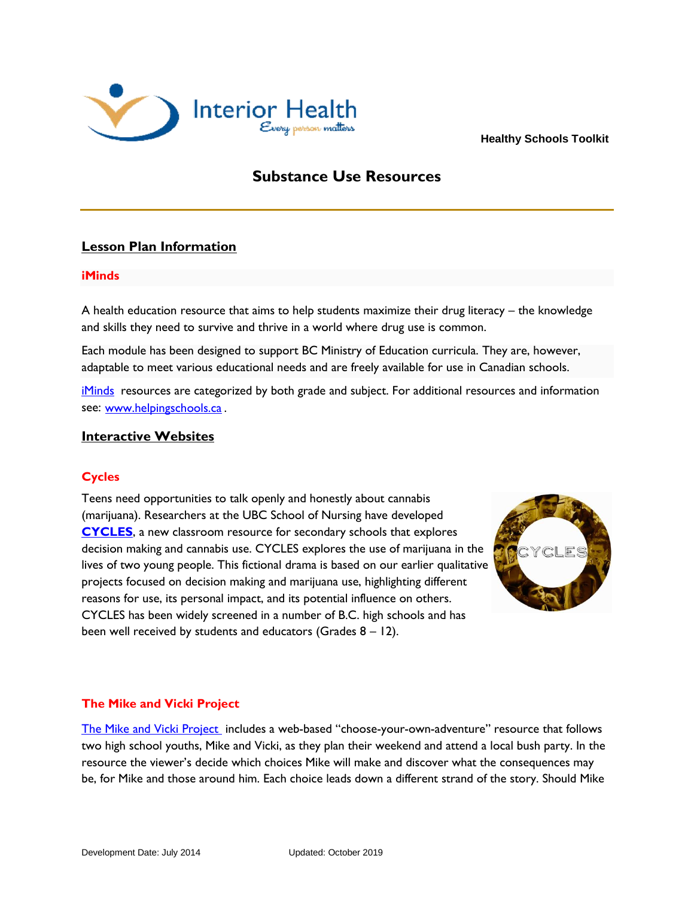Healthy Schools Toolkit

# Substance Use Resources

## Lesson Plan Information

### iMinds

A health education resource that aims to help students maximize their drug literacy – the knowledge and skills they need to survive and thrive in a world where drug use is common.

Each module has been designed to support BC Ministry of Education curricula. They are, however, adaptable to meet various educational needs and are freely available for use in Canadian schools.

iMinds resources are categorized by both grade and subject. For additional resources and information see: www.helpingschools.ca .

## Interactive Websites

### Cycles

Teens need opportunities to talk openly and honestly about cannabis (marijuana). Researchers at the UBC School of Nursing have developed **CYCLES**, a new classroom resource for secondary schools that explores decision making and cannabis use. CYCLES explores the use of marijuana in the lives of two young people. This fictional drama is based on our earlier qualitative projects focused on decision making and marijuana use, highlighting different reasons for use, its personal impact, and its potential influence on others. CYCLES has been widely screened in a number of B.C. high schools and has been well received by students and educators (Grades 8 – 12).

### The Mike and Vicki Project

The Mike and Vicki Project includes a web-based "choose-your-own-adventure" resource that follows two high school youths, Mike and Vicki, as they plan their weekend and attend a local bush party. In the resource the viewer's decide which choices Mike will make and discover what the consequences may be, for Mike and those around him. Each choice leads down a different strand of the story. Should Mike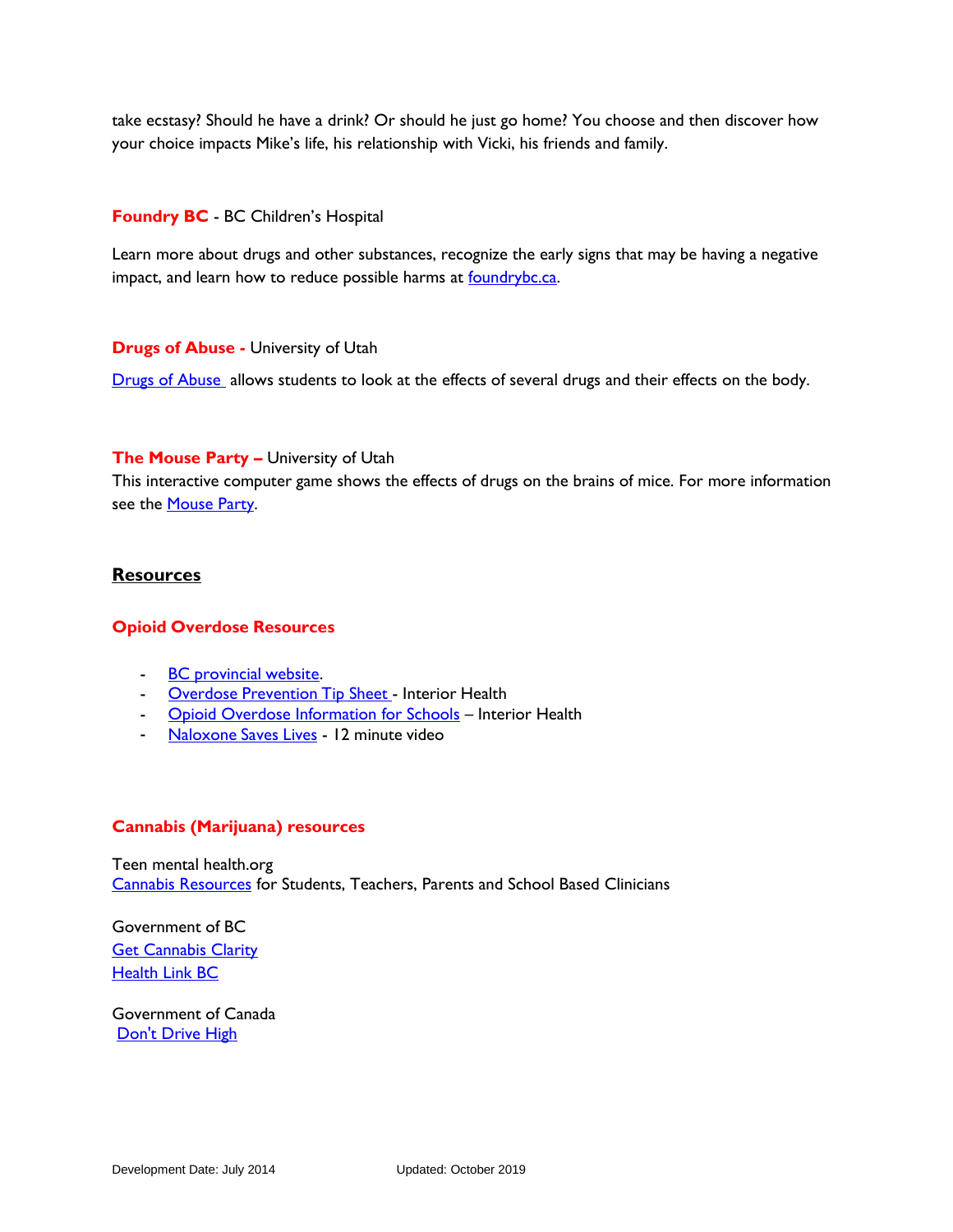take ecstasy? Should he have a drink? Or should he just go home? You choose and then discover how your choice impacts Mike's life, his relationship with Vicki, his friends and family.

**Foundry BC** - BC Children's Hospital

Learn more about drugs and other substances, recognize the early signs that may be having a negative impact, and learn how to reduce possible harms at foundrybc.ca.

**Drugs of Abuse -** University of Utah

Drugs of Abuse allows students to look at the effects of several drugs and their effects on the body.

**The Mouse Party –** University of Utah

This interactive computer game shows the effects of drugs on the brains of mice. For more information see the Mouse Party.

## Resources

### Opioid Overdose Resources

- BC provincial website.
- Overdose Prevention Tip Sheet - Interior Health
- Opioid Overdose Information for Schools – Interior Health
- Naloxone Saves Lives - 12 minute video

### Cannabis (Marijuana) resources

Teen mental health.org
Cannabis Resources for Students, Teachers, Parents and School Based Clinicians

Government of BC
Get Cannabis Clarity
Health Link BC

Government of Canada
Don't Drive High

Development Date: July 2014 Updated: October 2019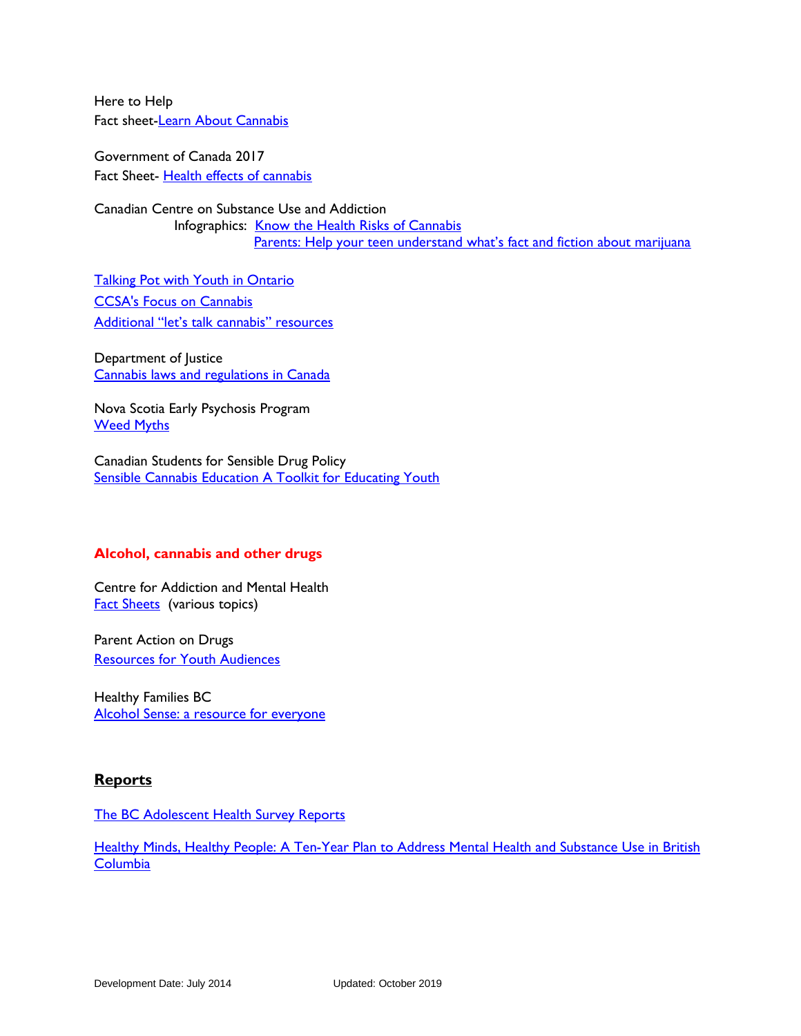Here to Help
Fact sheet-Learn About Cannabis

Government of Canada 2017
Fact Sheet- Health effects of cannabis

Canadian Centre on Substance Use and Addiction
Infographics: Know the Health Risks of Cannabis
Parents: Help your teen understand what's fact and fiction about marijuana

Talking Pot with Youth in Ontario
CCSA's Focus on Cannabis
Additional "let's talk cannabis" resources

Department of Justice
Cannabis laws and regulations in Canada

Nova Scotia Early Psychosis Program
Weed Myths

Canadian Students for Sensible Drug Policy
Sensible Cannabis Education A Toolkit for Educating Youth

**Alcohol, cannabis and other drugs**

Centre for Addiction and Mental Health
Fact Sheets (various topics)

Parent Action on Drugs
Resources for Youth Audiences

Healthy Families BC
Alcohol Sense: a resource for everyone

## Reports

The BC Adolescent Health Survey Reports

Healthy Minds, Healthy People: A Ten-Year Plan to Address Mental Health and Substance Use in British Columbia

Development Date: July 2014 Updated: October 2019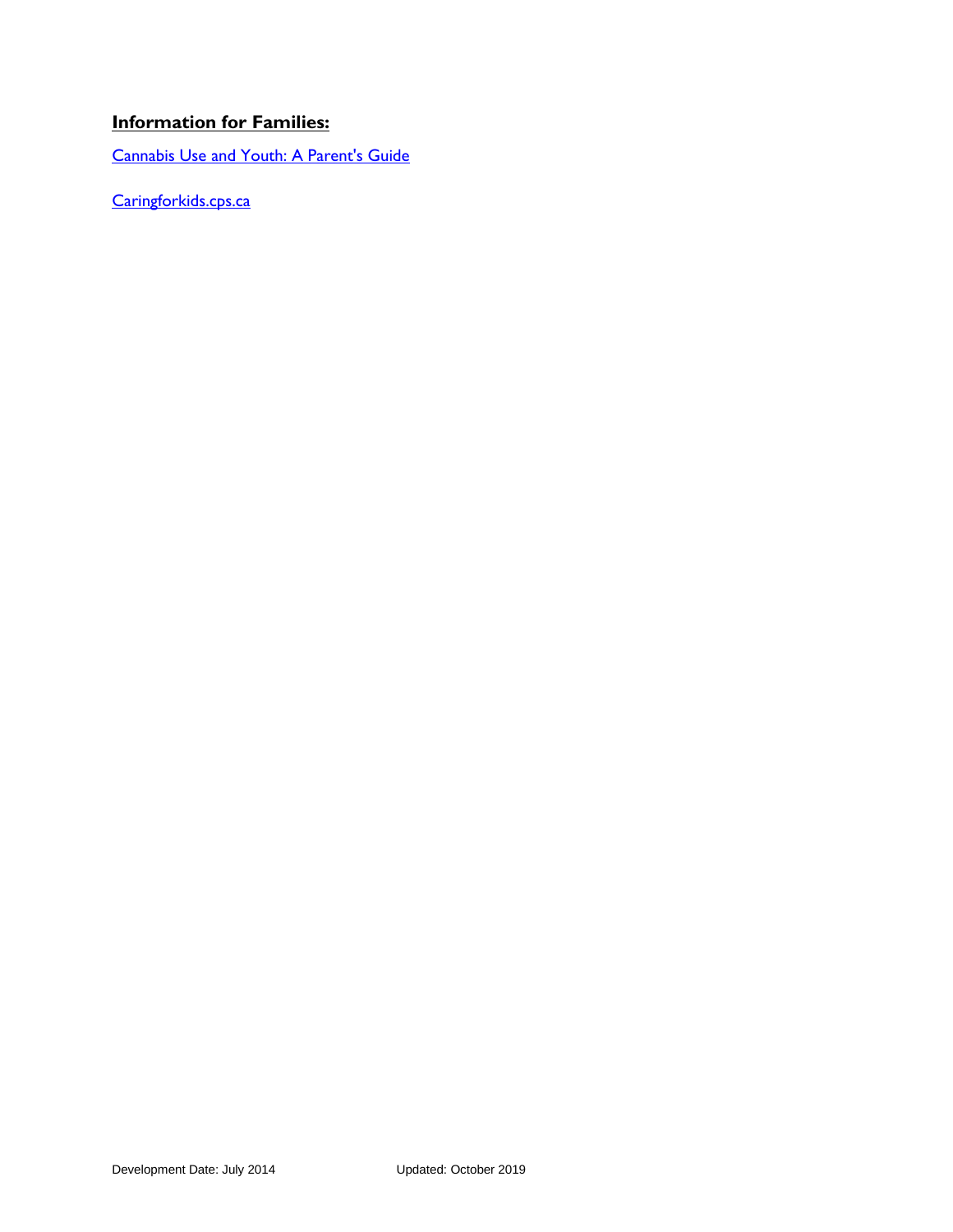**Information for Families:**

Cannabis Use and Youth: A Parent's Guide

Caringforkids.cps.ca

Development Date: July 2014 Updated: October 2019